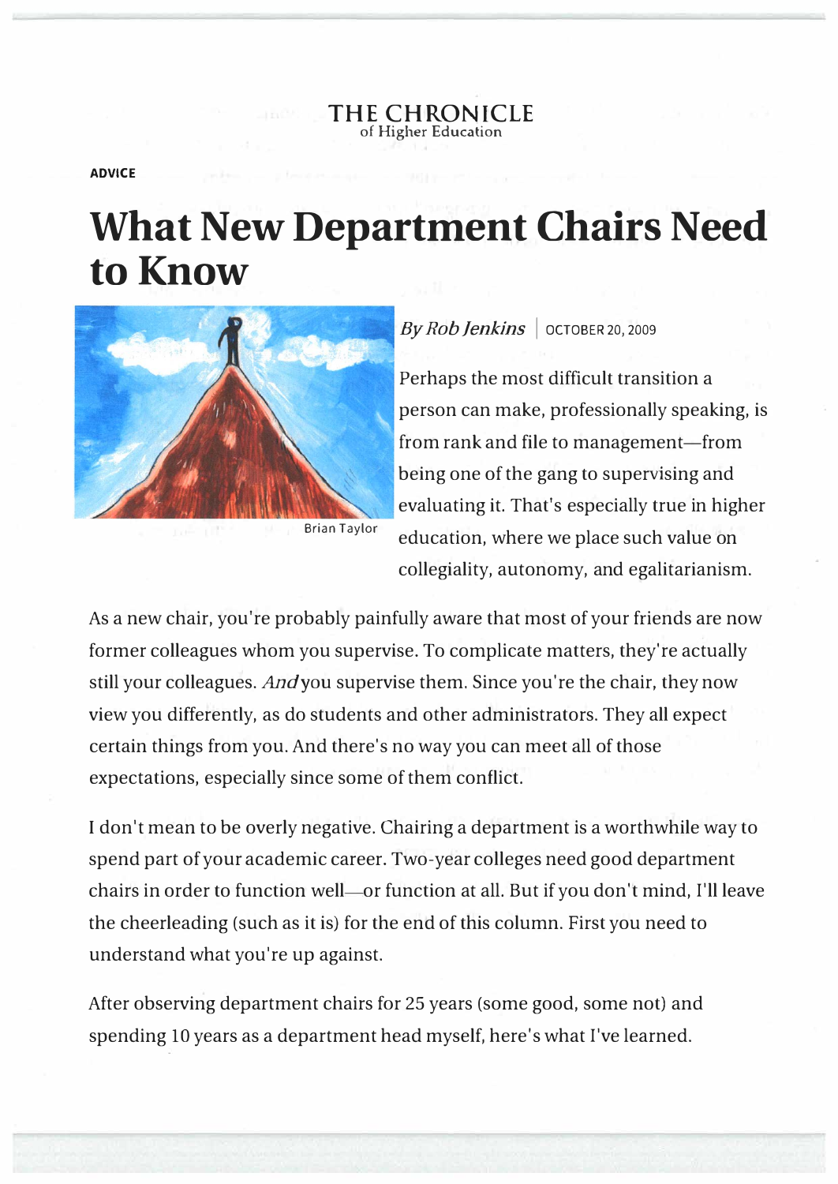THE CHRONICLE
of Higher Education

**ADVICE**

# What New Department Chairs Need to Know

Brian Taylor

*By Rob Jenkins* | OCTOBER 20, 2009

Perhaps the most difficult transition a person can make, professionally speaking, is from rank and file to management—from being one of the gang to supervising and evaluating it. That's especially true in higher education, where we place such value on collegiality, autonomy, and egalitarianism.

As a new chair, you're probably painfully aware that most of your friends are now former colleagues whom you supervise. To complicate matters, they're actually still your colleagues. *And* you supervise them. Since you're the chair, they now view you differently, as do students and other administrators. They all expect certain things from you. And there's no way you can meet all of those expectations, especially since some of them conflict.

I don't mean to be overly negative. Chairing a department is a worthwhile way to spend part of your academic career. Two-year colleges need good department chairs in order to function well—or function at all. But if you don't mind, I'll leave the cheerleading (such as it is) for the end of this column. First you need to understand what you're up against.

After observing department chairs for 25 years (some good, some not) and spending 10 years as a department head myself, here's what I've learned.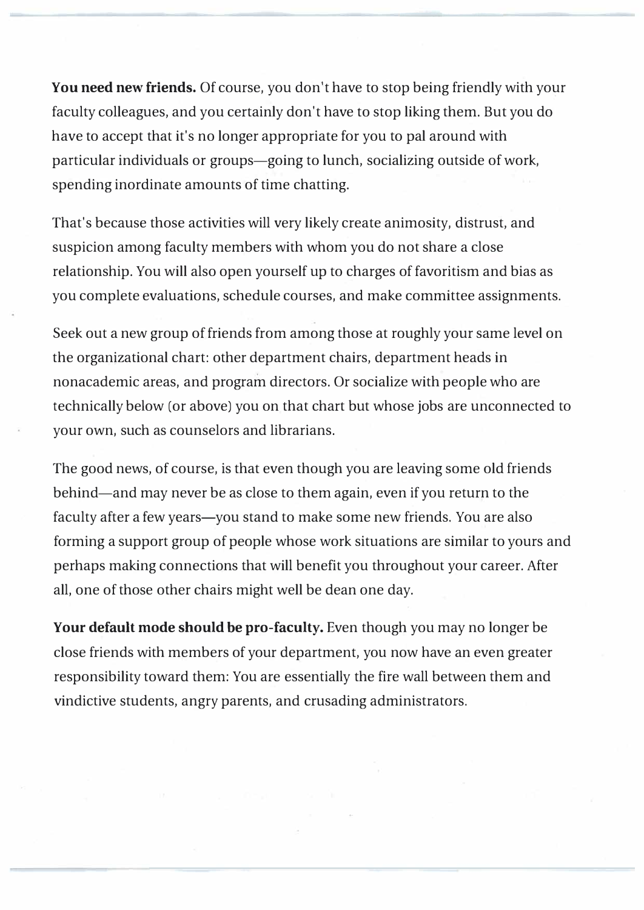**You need new friends.** Of course, you don't have to stop being friendly with your faculty colleagues, and you certainly don't have to stop liking them. But you do have to accept that it's no longer appropriate for you to pal around with particular individuals or groups—going to lunch, socializing outside of work, spending inordinate amounts of time chatting.

That's because those activities will very likely create animosity, distrust, and suspicion among faculty members with whom you do not share a close relationship. You will also open yourself up to charges of favoritism and bias as you complete evaluations, schedule courses, and make committee assignments.

Seek out a new group of friends from among those at roughly your same level on the organizational chart: other department chairs, department heads in nonacademic areas, and program directors. Or socialize with people who are technically below (or above) you on that chart but whose jobs are unconnected to your own, such as counselors and librarians.

The good news, of course, is that even though you are leaving some old friends behind—and may never be as close to them again, even if you return to the faculty after a few years—you stand to make some new friends. You are also forming a support group of people whose work situations are similar to yours and perhaps making connections that will benefit you throughout your career. After all, one of those other chairs might well be dean one day.

**Your default mode should be pro-faculty.** Even though you may no longer be close friends with members of your department, you now have an even greater responsibility toward them: You are essentially the fire wall between them and vindictive students, angry parents, and crusading administrators.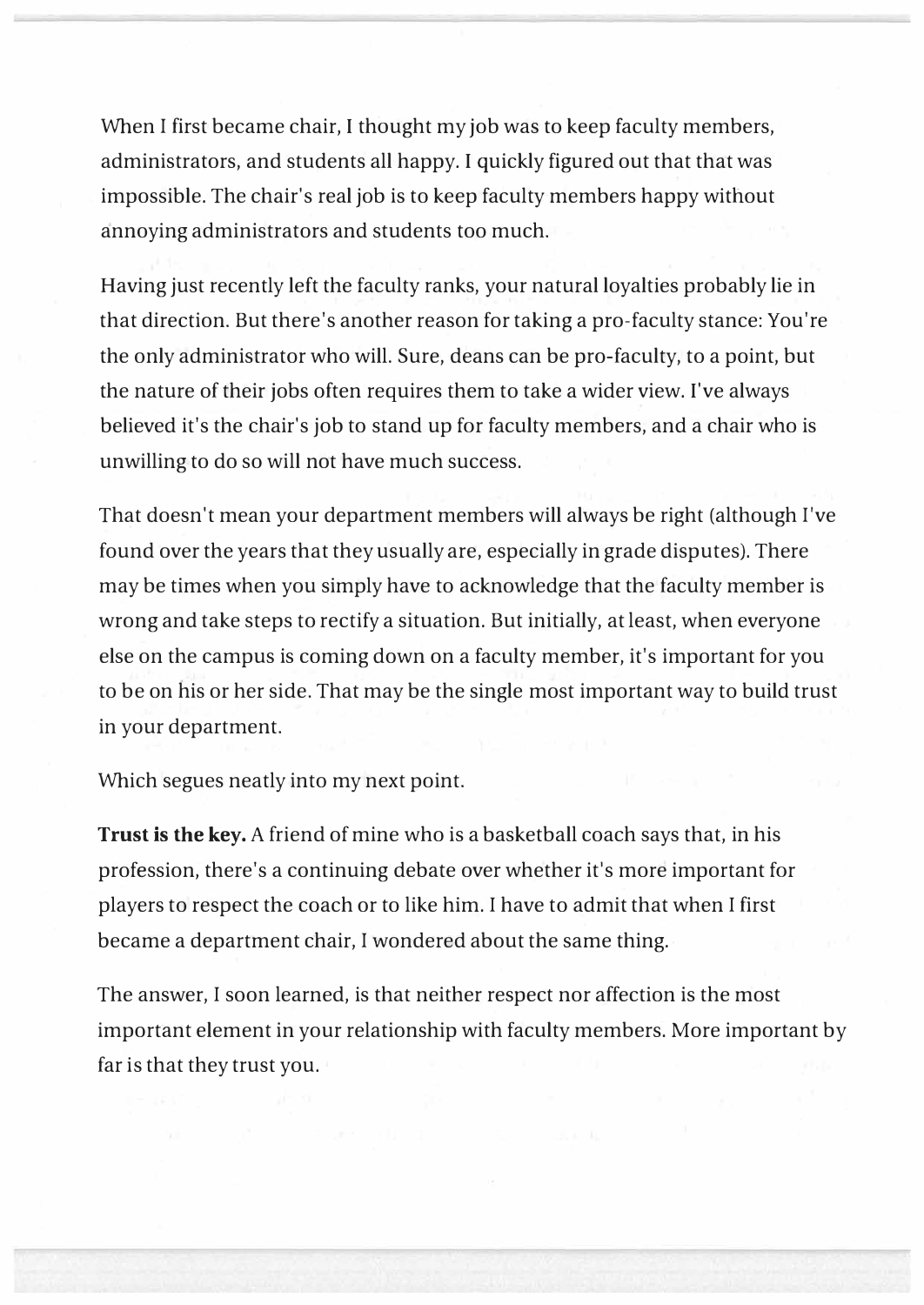When I first became chair, I thought my job was to keep faculty members, administrators, and students all happy. I quickly figured out that that was impossible. The chair's real job is to keep faculty members happy without annoying administrators and students too much.

Having just recently left the faculty ranks, your natural loyalties probably lie in that direction. But there's another reason for taking a pro-faculty stance: You're the only administrator who will. Sure, deans can be pro-faculty, to a point, but the nature of their jobs often requires them to take a wider view. I've always believed it's the chair's job to stand up for faculty members, and a chair who is unwilling to do so will not have much success.

That doesn't mean your department members will always be right (although I've found over the years that they usually are, especially in grade disputes). There may be times when you simply have to acknowledge that the faculty member is wrong and take steps to rectify a situation. But initially, at least, when everyone else on the campus is coming down on a faculty member, it's important for you to be on his or her side. That may be the single most important way to build trust in your department.

Which segues neatly into my next point.

**Trust is the key.** A friend of mine who is a basketball coach says that, in his profession, there's a continuing debate over whether it's more important for players to respect the coach or to like him. I have to admit that when I first became a department chair, I wondered about the same thing.

The answer, I soon learned, is that neither respect nor affection is the most important element in your relationship with faculty members. More important by far is that they trust you.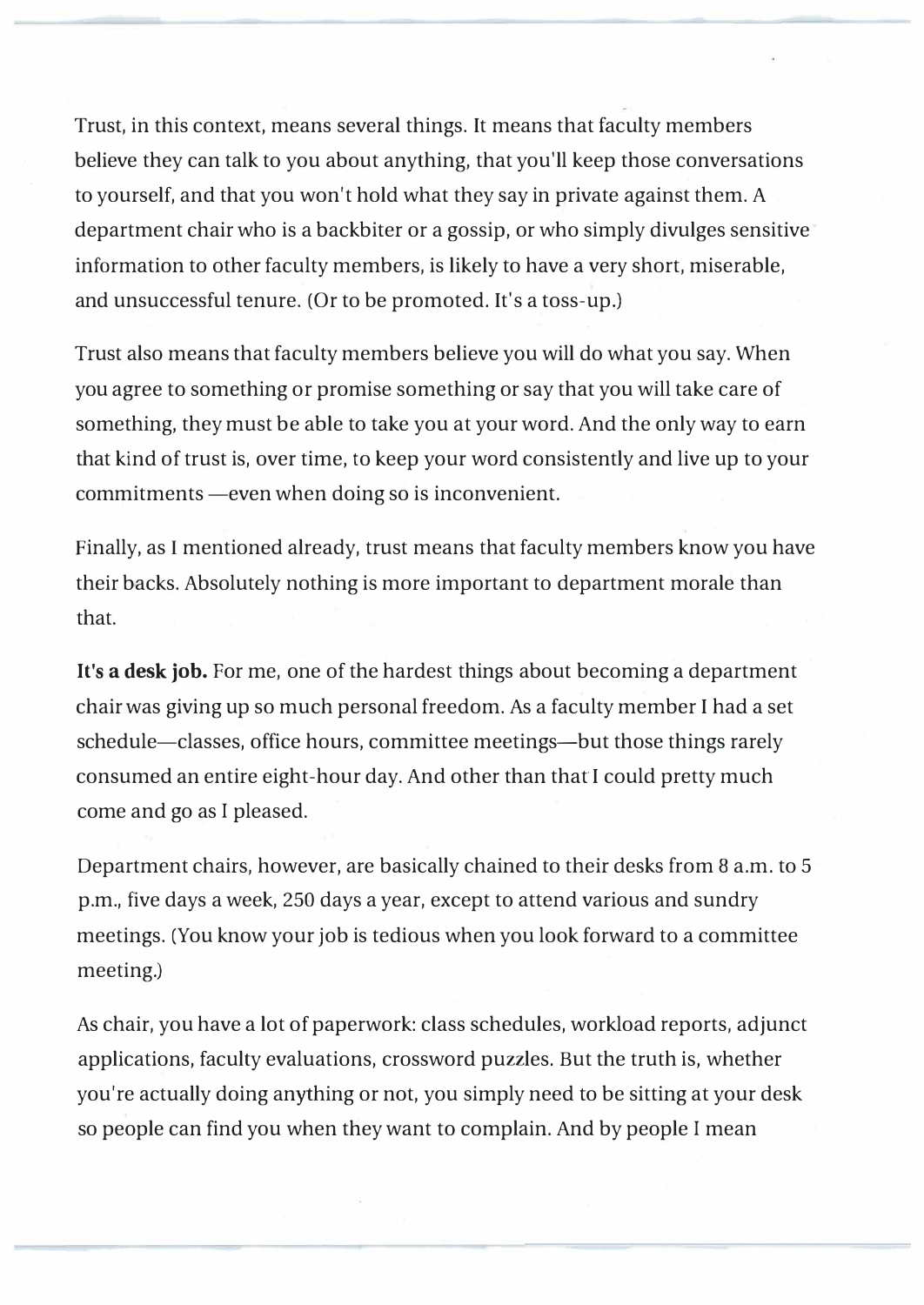Trust, in this context, means several things. It means that faculty members believe they can talk to you about anything, that you'll keep those conversations to yourself, and that you won't hold what they say in private against them. A department chair who is a backbiter or a gossip, or who simply divulges sensitive information to other faculty members, is likely to have a very short, miserable, and unsuccessful tenure. (Or to be promoted. It's a toss-up.)

Trust also means that faculty members believe you will do what you say. When you agree to something or promise something or say that you will take care of something, they must be able to take you at your word. And the only way to earn that kind of trust is, over time, to keep your word consistently and live up to your commitments —even when doing so is inconvenient.

Finally, as I mentioned already, trust means that faculty members know you have their backs. Absolutely nothing is more important to department morale than that.

**It's a desk job.** For me, one of the hardest things about becoming a department chair was giving up so much personal freedom. As a faculty member I had a set schedule—classes, office hours, committee meetings—but those things rarely consumed an entire eight-hour day. And other than that I could pretty much come and go as I pleased.

Department chairs, however, are basically chained to their desks from 8 a.m. to 5 p.m., five days a week, 250 days a year, except to attend various and sundry meetings. (You know your job is tedious when you look forward to a committee meeting.)

As chair, you have a lot of paperwork: class schedules, workload reports, adjunct applications, faculty evaluations, crossword puzzles. But the truth is, whether you're actually doing anything or not, you simply need to be sitting at your desk so people can find you when they want to complain. And by people I mean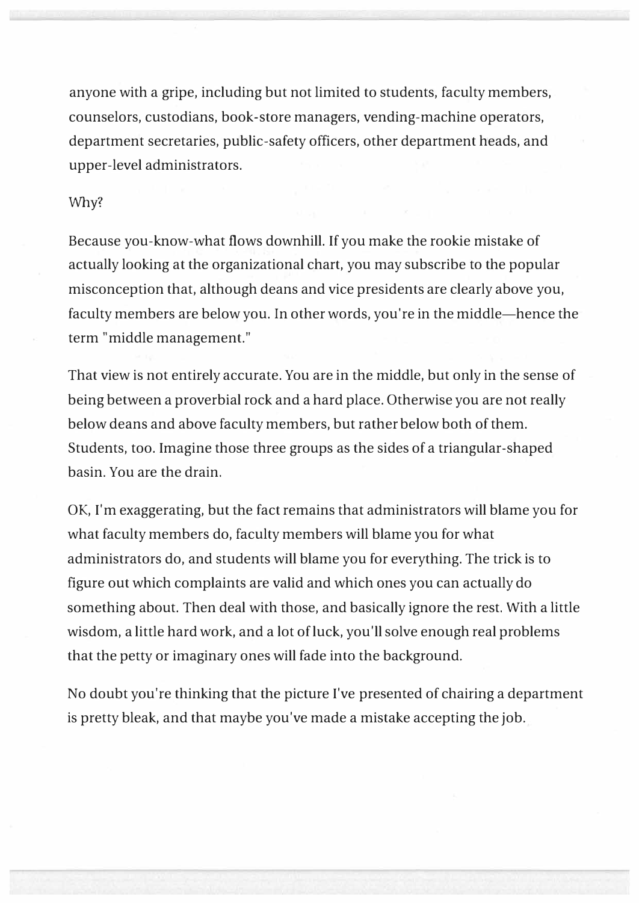anyone with a gripe, including but not limited to students, faculty members, counselors, custodians, book-store managers, vending-machine operators, department secretaries, public-safety officers, other department heads, and upper-level administrators.

Why?

Because you-know-what flows downhill. If you make the rookie mistake of actually looking at the organizational chart, you may subscribe to the popular misconception that, although deans and vice presidents are clearly above you, faculty members are below you. In other words, you're in the middle—hence the term "middle management."

That view is not entirely accurate. You are in the middle, but only in the sense of being between a proverbial rock and a hard place. Otherwise you are not really below deans and above faculty members, but rather below both of them. Students, too. Imagine those three groups as the sides of a triangular-shaped basin. You are the drain.

OK, I'm exaggerating, but the fact remains that administrators will blame you for what faculty members do, faculty members will blame you for what administrators do, and students will blame you for everything. The trick is to figure out which complaints are valid and which ones you can actually do something about. Then deal with those, and basically ignore the rest. With a little wisdom, a little hard work, and a lot of luck, you'll solve enough real problems that the petty or imaginary ones will fade into the background.

No doubt you're thinking that the picture I've presented of chairing a department is pretty bleak, and that maybe you've made a mistake accepting the job.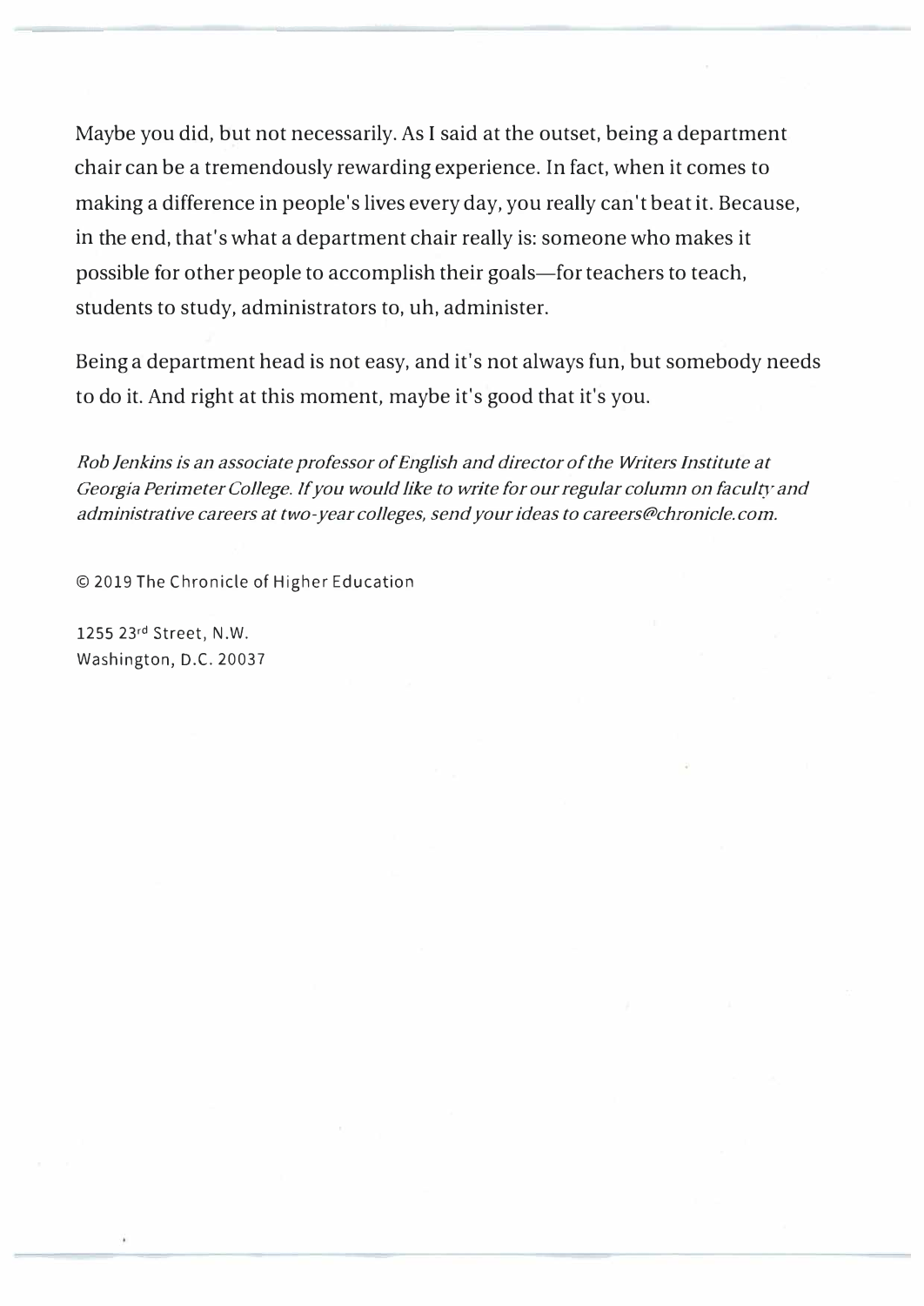Maybe you did, but not necessarily. As I said at the outset, being a department chair can be a tremendously rewarding experience. In fact, when it comes to making a difference in people's lives every day, you really can't beat it. Because, in the end, that's what a department chair really is: someone who makes it possible for other people to accomplish their goals—for teachers to teach, students to study, administrators to, uh, administer.

Being a department head is not easy, and it's not always fun, but somebody needs to do it. And right at this moment, maybe it's good that it's you.

*Rob Jenkins is an associate professor of English and director of the Writers Institute at Georgia Perimeter College. If you would like to write for our regular column on faculty and administrative careers at two-year colleges, send your ideas to careers@chronicle.com.*

© 2019 The Chronicle of Higher Education

1255 23rd Street, N.W.
Washington, D.C. 20037